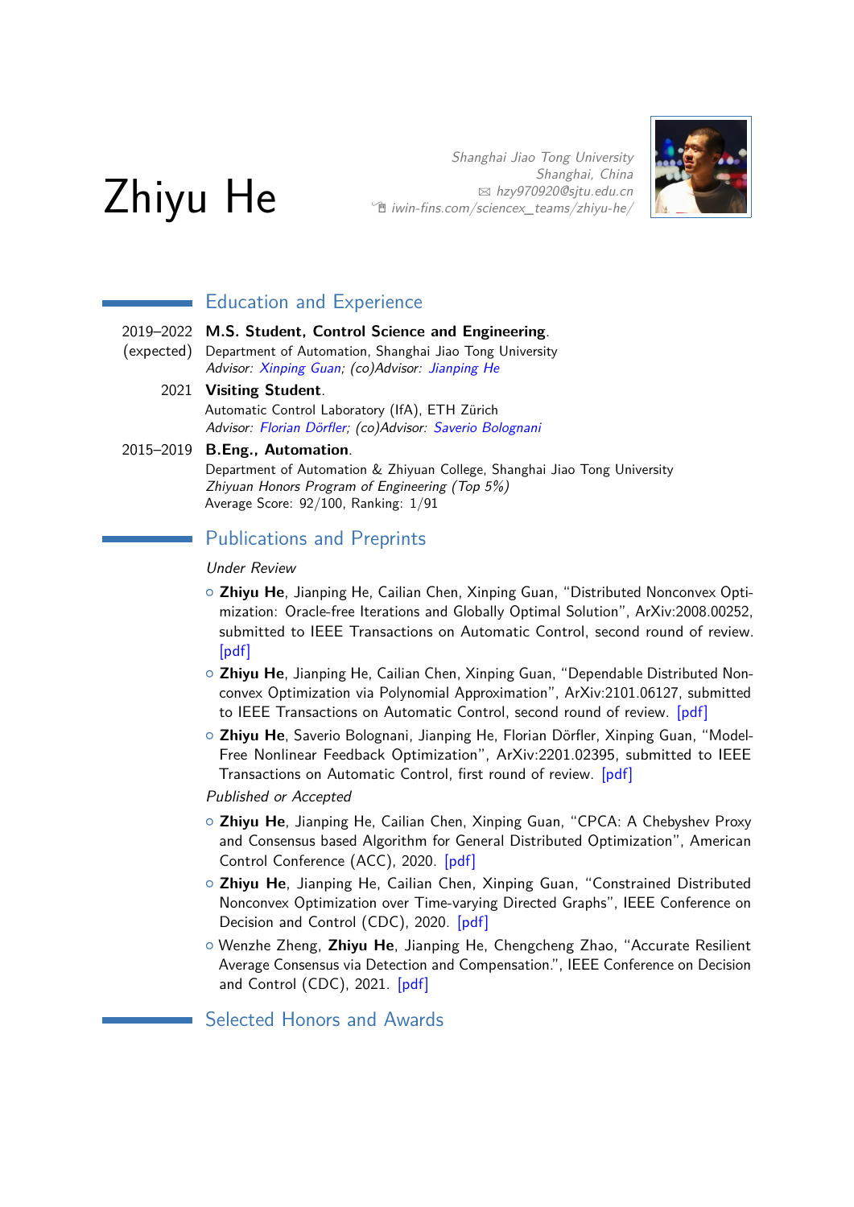# Zhiyu He

*Shanghai Jiao Tong University*
*Shanghai, China*
✉ *hzy970920@sjtu.edu.cn*
*iwin-fins.com/sciencex_teams/zhiyu-he/*

## Education and Experience

2019–2022 (expected) **M.S. Student, Control Science and Engineering**.
Department of Automation, Shanghai Jiao Tong University
*Advisor: Xinping Guan; (co)Advisor: Jianping He*

2021 **Visiting Student**.
Automatic Control Laboratory (IfA), ETH Zürich
*Advisor: Florian Dörfler; (co)Advisor: Saverio Bolognani*

2015–2019 **B.Eng., Automation**.
Department of Automation & Zhiyuan College, Shanghai Jiao Tong University
*Zhiyuan Honors Program of Engineering (Top 5%)*
Average Score: 92/100, Ranking: 1/91

## Publications and Preprints

*Under Review*

- **Zhiyu He**, Jianping He, Cailian Chen, Xinping Guan, "Distributed Nonconvex Optimization: Oracle-free Iterations and Globally Optimal Solution", ArXiv:2008.00252, submitted to IEEE Transactions on Automatic Control, second round of review. [pdf]
- **Zhiyu He**, Jianping He, Cailian Chen, Xinping Guan, "Dependable Distributed Nonconvex Optimization via Polynomial Approximation", ArXiv:2101.06127, submitted to IEEE Transactions on Automatic Control, second round of review. [pdf]
- **Zhiyu He**, Saverio Bolognani, Jianping He, Florian Dörfler, Xinping Guan, "Model-Free Nonlinear Feedback Optimization", ArXiv:2201.02395, submitted to IEEE Transactions on Automatic Control, first round of review. [pdf]

*Published or Accepted*

- **Zhiyu He**, Jianping He, Cailian Chen, Xinping Guan, "CPCA: A Chebyshev Proxy and Consensus based Algorithm for General Distributed Optimization", American Control Conference (ACC), 2020. [pdf]
- **Zhiyu He**, Jianping He, Cailian Chen, Xinping Guan, "Constrained Distributed Nonconvex Optimization over Time-varying Directed Graphs", IEEE Conference on Decision and Control (CDC), 2020. [pdf]
- Wenzhe Zheng, **Zhiyu He**, Jianping He, Chengcheng Zhao, "Accurate Resilient Average Consensus via Detection and Compensation.", IEEE Conference on Decision and Control (CDC), 2021. [pdf]

## Selected Honors and Awards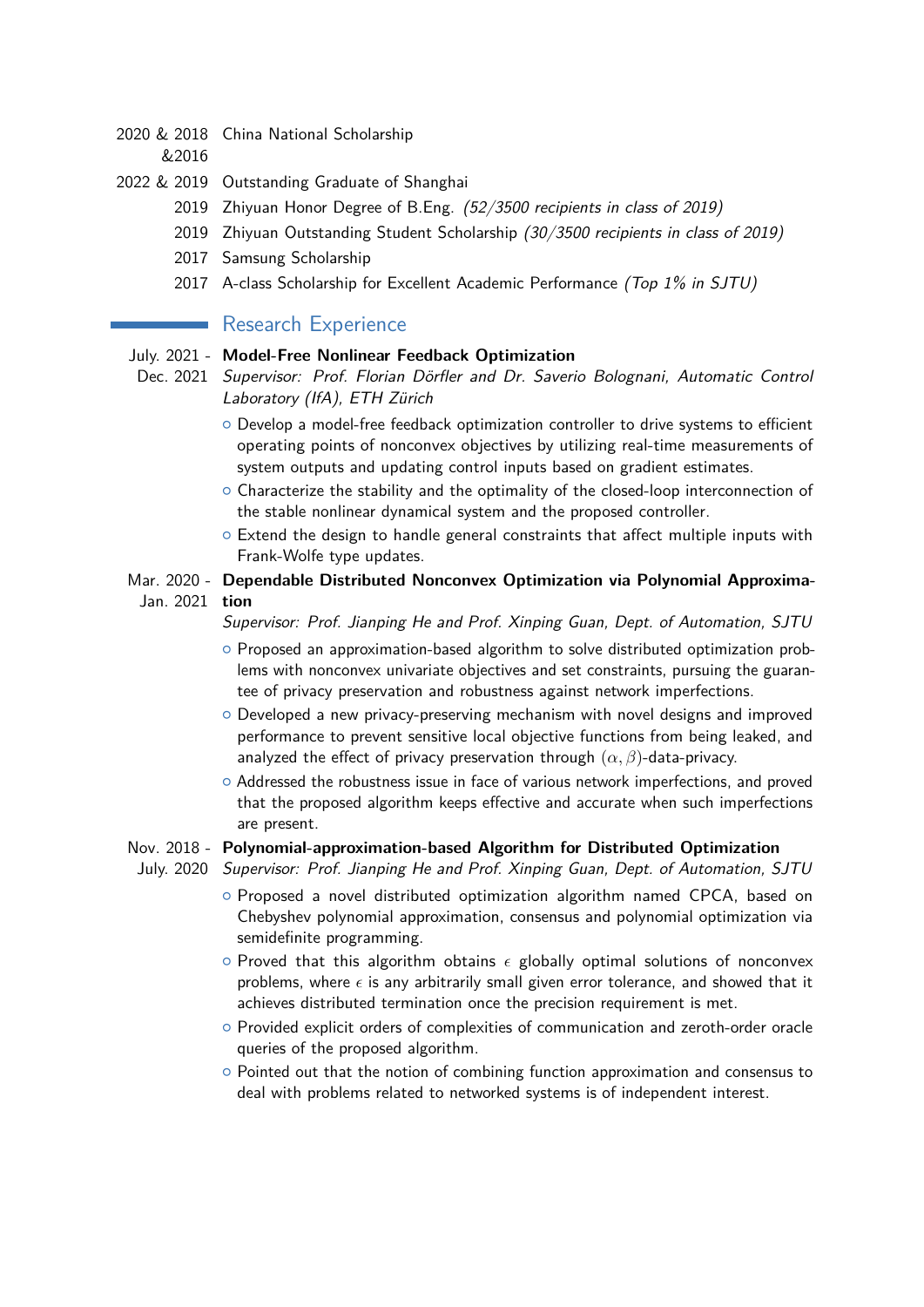- **2020 & 2018 &2016** China National Scholarship
- **2022 & 2019** Outstanding Graduate of Shanghai
- **2019** Zhiyuan Honor Degree of B.Eng. *(52/3500 recipients in class of 2019)*
- **2019** Zhiyuan Outstanding Student Scholarship *(30/3500 recipients in class of 2019)*
- **2017** Samsung Scholarship
- **2017** A-class Scholarship for Excellent Academic Performance *(Top 1% in SJTU)*

## Research Experience

**July. 2021 - Dec. 2021** **Model-Free Nonlinear Feedback Optimization**

*Supervisor: Prof. Florian Dörfler and Dr. Saverio Bolognani, Automatic Control Laboratory (IfA), ETH Zürich*

- Develop a model-free feedback optimization controller to drive systems to efficient operating points of nonconvex objectives by utilizing real-time measurements of system outputs and updating control inputs based on gradient estimates.
- Characterize the stability and the optimality of the closed-loop interconnection of the stable nonlinear dynamical system and the proposed controller.
- Extend the design to handle general constraints that affect multiple inputs with Frank-Wolfe type updates.

**Mar. 2020 - Jan. 2021** **Dependable Distributed Nonconvex Optimization via Polynomial Approximation**

*Supervisor: Prof. Jianping He and Prof. Xinping Guan, Dept. of Automation, SJTU*

- Proposed an approximation-based algorithm to solve distributed optimization problems with nonconvex univariate objectives and set constraints, pursuing the guarantee of privacy preservation and robustness against network imperfections.
- Developed a new privacy-preserving mechanism with novel designs and improved performance to prevent sensitive local objective functions from being leaked, and analyzed the effect of privacy preservation through $(\alpha, \beta)$-data-privacy.
- Addressed the robustness issue in face of various network imperfections, and proved that the proposed algorithm keeps effective and accurate when such imperfections are present.

**Nov. 2018 - July. 2020** **Polynomial-approximation-based Algorithm for Distributed Optimization**

*Supervisor: Prof. Jianping He and Prof. Xinping Guan, Dept. of Automation, SJTU*

- Proposed a novel distributed optimization algorithm named CPCA, based on Chebyshev polynomial approximation, consensus and polynomial optimization via semidefinite programming.
- Proved that this algorithm obtains $\epsilon$ globally optimal solutions of nonconvex problems, where $\epsilon$ is any arbitrarily small given error tolerance, and showed that it achieves distributed termination once the precision requirement is met.
- Provided explicit orders of complexities of communication and zeroth-order oracle queries of the proposed algorithm.
- Pointed out that the notion of combining function approximation and consensus to deal with problems related to networked systems is of independent interest.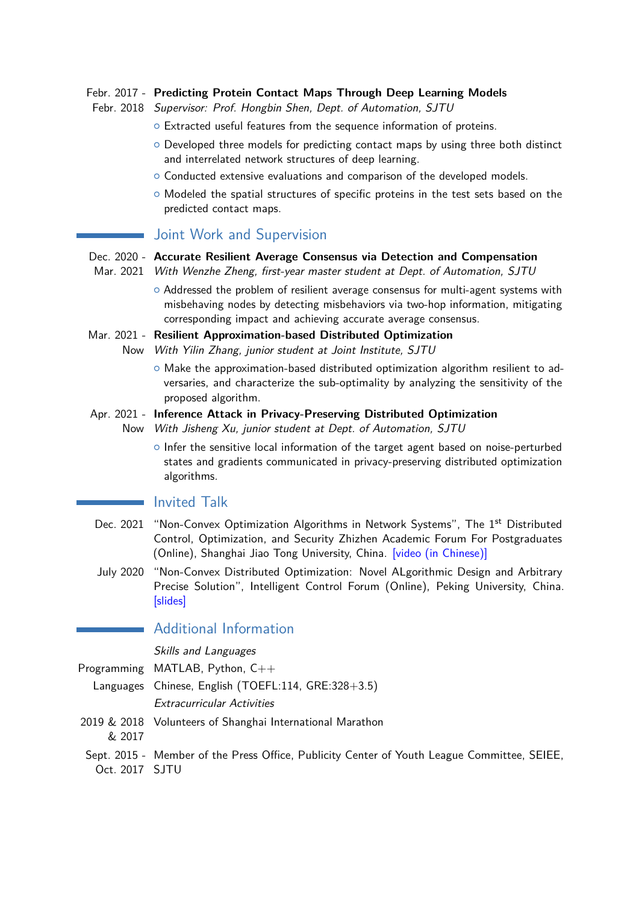**Febr. 2017 - Febr. 2018** **Predicting Protein Contact Maps Through Deep Learning Models**
*Supervisor: Prof. Hongbin Shen, Dept. of Automation, SJTU*

- Extracted useful features from the sequence information of proteins.
- Developed three models for predicting contact maps by using three both distinct and interrelated network structures of deep learning.
- Conducted extensive evaluations and comparison of the developed models.
- Modeled the spatial structures of specific proteins in the test sets based on the predicted contact maps.

## Joint Work and Supervision

**Dec. 2020 - Mar. 2021** **Accurate Resilient Average Consensus via Detection and Compensation**
*With Wenzhe Zheng, first-year master student at Dept. of Automation, SJTU*

- Addressed the problem of resilient average consensus for multi-agent systems with misbehaving nodes by detecting misbehaviors via two-hop information, mitigating corresponding impact and achieving accurate average consensus.

**Mar. 2021 - Now** **Resilient Approximation-based Distributed Optimization**
*With Yilin Zhang, junior student at Joint Institute, SJTU*

- Make the approximation-based distributed optimization algorithm resilient to adversaries, and characterize the sub-optimality by analyzing the sensitivity of the proposed algorithm.

**Apr. 2021 - Now** **Inference Attack in Privacy-Preserving Distributed Optimization**
*With Jisheng Xu, junior student at Dept. of Automation, SJTU*

- Infer the sensitive local information of the target agent based on noise-perturbed states and gradients communicated in privacy-preserving distributed optimization algorithms.

## Invited Talk

**Dec. 2021** "Non-Convex Optimization Algorithms in Network Systems", The 1st Distributed Control, Optimization, and Security Zhizhen Academic Forum For Postgraduates (Online), Shanghai Jiao Tong University, China. [video (in Chinese)]

**July 2020** "Non-Convex Distributed Optimization: Novel ALgorithmic Design and Arbitrary Precise Solution", Intelligent Control Forum (Online), Peking University, China. [slides]

## Additional Information

*Skills and Languages*

**Programming** MATLAB, Python, C++

**Languages** Chinese, English (TOEFL:114, GRE:328+3.5)

*Extracurricular Activities*

**2019 & 2018 & 2017** Volunteers of Shanghai International Marathon

**Sept. 2015 - Oct. 2017** Member of the Press Office, Publicity Center of Youth League Committee, SEIEE, SJTU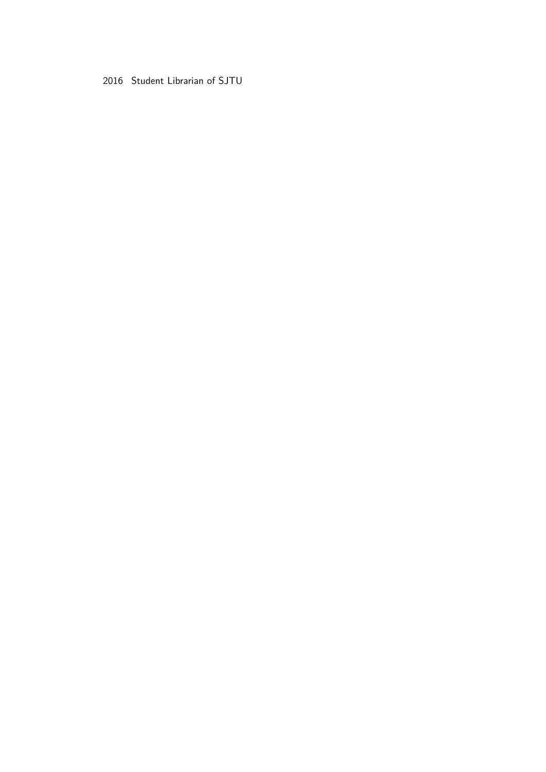2016 Student Librarian of SJTU